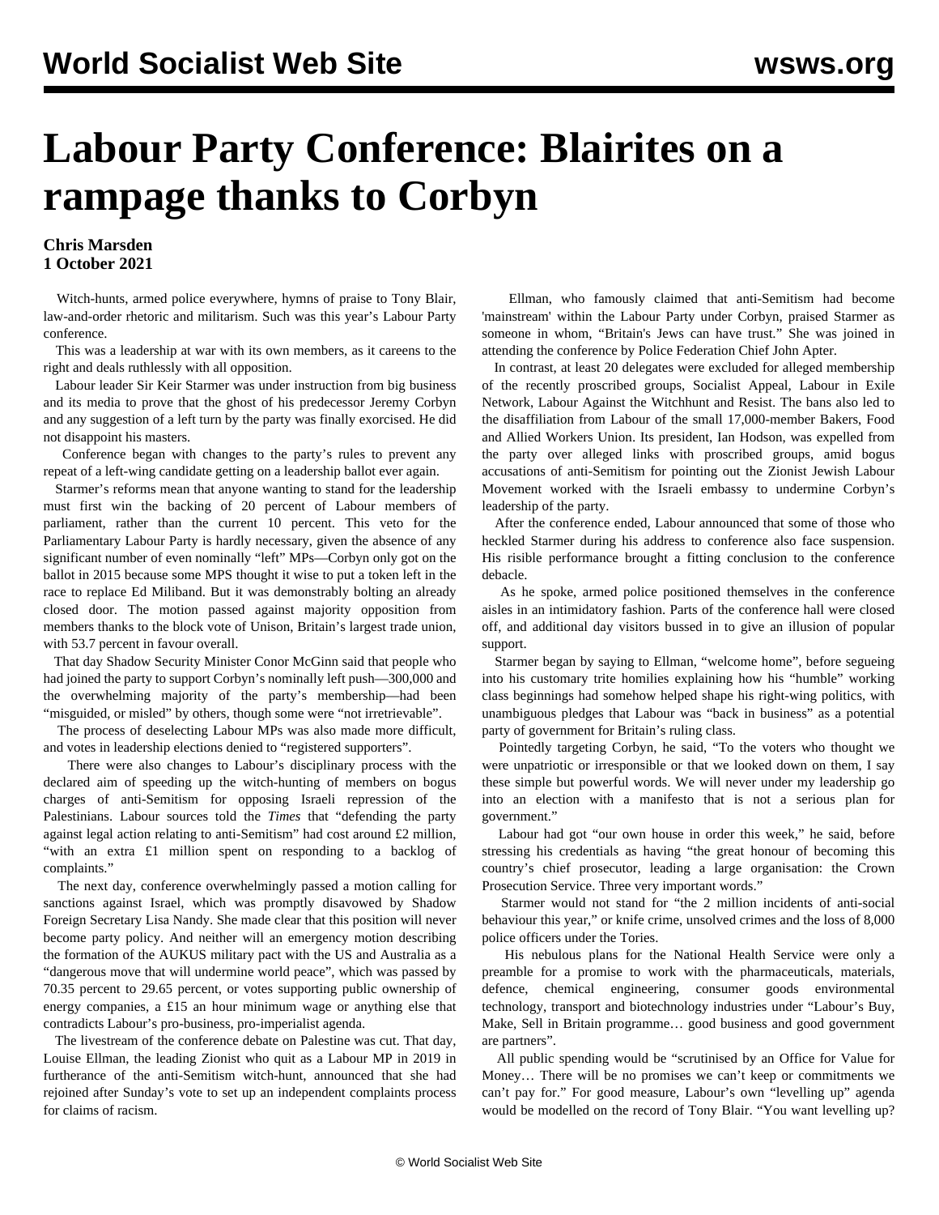# Labour Party Conference: Blairites on a rampage thanks to Corbyn

**Chris Marsden**
**1 October 2021**

Witch-hunts, armed police everywhere, hymns of praise to Tony Blair, law-and-order rhetoric and militarism. Such was this year's Labour Party conference.

This was a leadership at war with its own members, as it careens to the right and deals ruthlessly with all opposition.

Labour leader Sir Keir Starmer was under instruction from big business and its media to prove that the ghost of his predecessor Jeremy Corbyn and any suggestion of a left turn by the party was finally exorcised. He did not disappoint his masters.

Conference began with changes to the party's rules to prevent any repeat of a left-wing candidate getting on a leadership ballot ever again.

Starmer's reforms mean that anyone wanting to stand for the leadership must first win the backing of 20 percent of Labour members of parliament, rather than the current 10 percent. This veto for the Parliamentary Labour Party is hardly necessary, given the absence of any significant number of even nominally "left" MPs—Corbyn only got on the ballot in 2015 because some MPS thought it wise to put a token left in the race to replace Ed Miliband. But it was demonstrably bolting an already closed door. The motion passed against majority opposition from members thanks to the block vote of Unison, Britain's largest trade union, with 53.7 percent in favour overall.

That day Shadow Security Minister Conor McGinn said that people who had joined the party to support Corbyn's nominally left push—300,000 and the overwhelming majority of the party's membership—had been "misguided, or misled" by others, though some were "not irretrievable".

The process of deselecting Labour MPs was also made more difficult, and votes in leadership elections denied to "registered supporters".

There were also changes to Labour's disciplinary process with the declared aim of speeding up the witch-hunting of members on bogus charges of anti-Semitism for opposing Israeli repression of the Palestinians. Labour sources told the *Times* that "defending the party against legal action relating to anti-Semitism" had cost around £2 million, "with an extra £1 million spent on responding to a backlog of complaints."

The next day, conference overwhelmingly passed a motion calling for sanctions against Israel, which was promptly disavowed by Shadow Foreign Secretary Lisa Nandy. She made clear that this position will never become party policy. And neither will an emergency motion describing the formation of the AUKUS military pact with the US and Australia as a "dangerous move that will undermine world peace", which was passed by 70.35 percent to 29.65 percent, or votes supporting public ownership of energy companies, a £15 an hour minimum wage or anything else that contradicts Labour's pro-business, pro-imperialist agenda.

The livestream of the conference debate on Palestine was cut. That day, Louise Ellman, the leading Zionist who quit as a Labour MP in 2019 in furtherance of the anti-Semitism witch-hunt, announced that she had rejoined after Sunday's vote to set up an independent complaints process for claims of racism.

Ellman, who famously claimed that anti-Semitism had become 'mainstream' within the Labour Party under Corbyn, praised Starmer as someone in whom, "Britain's Jews can have trust." She was joined in attending the conference by Police Federation Chief John Apter.

In contrast, at least 20 delegates were excluded for alleged membership of the recently proscribed groups, Socialist Appeal, Labour in Exile Network, Labour Against the Witchhunt and Resist. The bans also led to the disaffiliation from Labour of the small 17,000-member Bakers, Food and Allied Workers Union. Its president, Ian Hodson, was expelled from the party over alleged links with proscribed groups, amid bogus accusations of anti-Semitism for pointing out the Zionist Jewish Labour Movement worked with the Israeli embassy to undermine Corbyn's leadership of the party.

After the conference ended, Labour announced that some of those who heckled Starmer during his address to conference also face suspension. His risible performance brought a fitting conclusion to the conference debacle.

As he spoke, armed police positioned themselves in the conference aisles in an intimidatory fashion. Parts of the conference hall were closed off, and additional day visitors bussed in to give an illusion of popular support.

Starmer began by saying to Ellman, "welcome home", before segueing into his customary trite homilies explaining how his "humble" working class beginnings had somehow helped shape his right-wing politics, with unambiguous pledges that Labour was "back in business" as a potential party of government for Britain's ruling class.

Pointedly targeting Corbyn, he said, "To the voters who thought we were unpatriotic or irresponsible or that we looked down on them, I say these simple but powerful words. We will never under my leadership go into an election with a manifesto that is not a serious plan for government."

Labour had got "our own house in order this week," he said, before stressing his credentials as having "the great honour of becoming this country's chief prosecutor, leading a large organisation: the Crown Prosecution Service. Three very important words."

Starmer would not stand for "the 2 million incidents of anti-social behaviour this year," or knife crime, unsolved crimes and the loss of 8,000 police officers under the Tories.

His nebulous plans for the National Health Service were only a preamble for a promise to work with the pharmaceuticals, materials, defence, chemical engineering, consumer goods environmental technology, transport and biotechnology industries under "Labour's Buy, Make, Sell in Britain programme… good business and good government are partners".

All public spending would be "scrutinised by an Office for Value for Money… There will be no promises we can't keep or commitments we can't pay for." For good measure, Labour's own "levelling up" agenda would be modelled on the record of Tony Blair. "You want levelling up?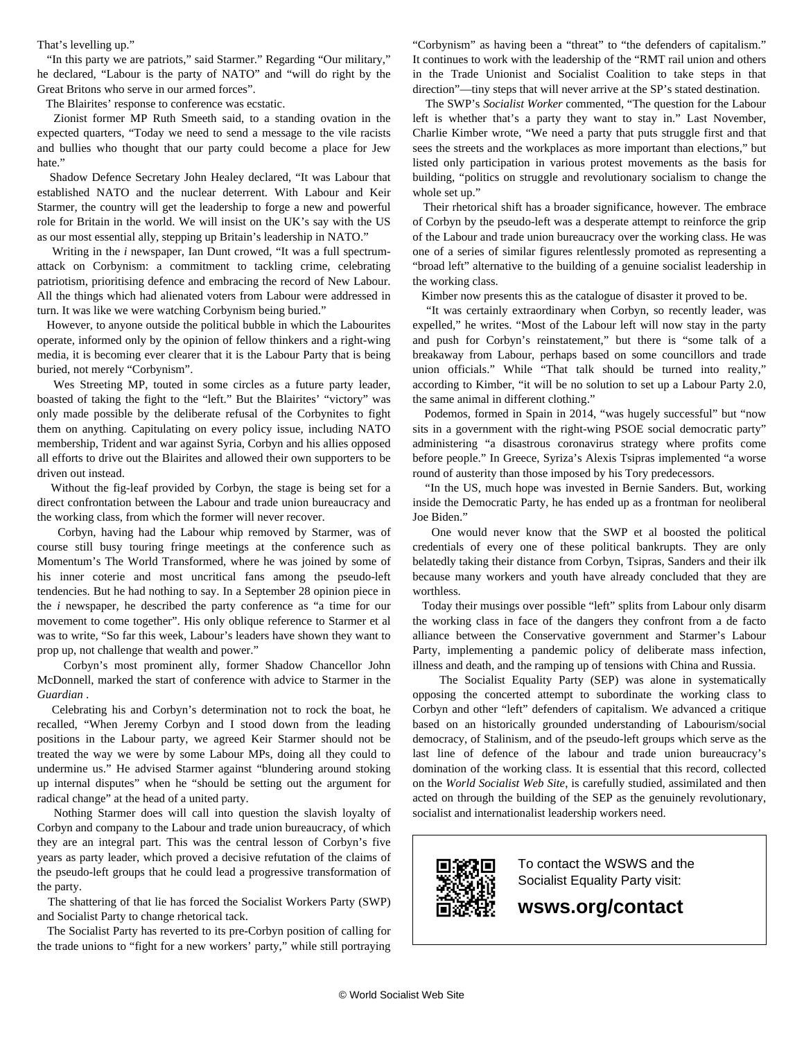That's levelling up."

"In this party we are patriots," said Starmer." Regarding "Our military," he declared, "Labour is the party of NATO" and "will do right by the Great Britons who serve in our armed forces".

The Blairites' response to conference was ecstatic.

Zionist former MP Ruth Smeeth said, to a standing ovation in the expected quarters, "Today we need to send a message to the vile racists and bullies who thought that our party could become a place for Jew hate."

Shadow Defence Secretary John Healey declared, "It was Labour that established NATO and the nuclear deterrent. With Labour and Keir Starmer, the country will get the leadership to forge a new and powerful role for Britain in the world. We will insist on the UK's say with the US as our most essential ally, stepping up Britain's leadership in NATO."

Writing in the *i* newspaper, Ian Dunt crowed, "It was a full spectrum-attack on Corbynism: a commitment to tackling crime, celebrating patriotism, prioritising defence and embracing the record of New Labour. All the things which had alienated voters from Labour were addressed in turn. It was like we were watching Corbynism being buried."

However, to anyone outside the political bubble in which the Labourites operate, informed only by the opinion of fellow thinkers and a right-wing media, it is becoming ever clearer that it is the Labour Party that is being buried, not merely "Corbynism".

Wes Streeting MP, touted in some circles as a future party leader, boasted of taking the fight to the "left." But the Blairites' "victory" was only made possible by the deliberate refusal of the Corbynites to fight them on anything. Capitulating on every policy issue, including NATO membership, Trident and war against Syria, Corbyn and his allies opposed all efforts to drive out the Blairites and allowed their own supporters to be driven out instead.

Without the fig-leaf provided by Corbyn, the stage is being set for a direct confrontation between the Labour and trade union bureaucracy and the working class, from which the former will never recover.

Corbyn, having had the Labour whip removed by Starmer, was of course still busy touring fringe meetings at the conference such as Momentum's The World Transformed, where he was joined by some of his inner coterie and most uncritical fans among the pseudo-left tendencies. But he had nothing to say. In a September 28 opinion piece in the *i* newspaper, he described the party conference as "a time for our movement to come together". His only oblique reference to Starmer et al was to write, "So far this week, Labour's leaders have shown they want to prop up, not challenge that wealth and power."

Corbyn's most prominent ally, former Shadow Chancellor John McDonnell, marked the start of conference with advice to Starmer in the *Guardian* .

Celebrating his and Corbyn's determination not to rock the boat, he recalled, "When Jeremy Corbyn and I stood down from the leading positions in the Labour party, we agreed Keir Starmer should not be treated the way we were by some Labour MPs, doing all they could to undermine us." He advised Starmer against "blundering around stoking up internal disputes" when he "should be setting out the argument for radical change" at the head of a united party.

Nothing Starmer does will call into question the slavish loyalty of Corbyn and company to the Labour and trade union bureaucracy, of which they are an integral part. This was the central lesson of Corbyn's five years as party leader, which proved a decisive refutation of the claims of the pseudo-left groups that he could lead a progressive transformation of the party.

The shattering of that lie has forced the Socialist Workers Party (SWP) and Socialist Party to change rhetorical tack.

The Socialist Party has reverted to its pre-Corbyn position of calling for the trade unions to "fight for a new workers' party," while still portraying "Corbynism" as having been a "threat" to "the defenders of capitalism." It continues to work with the leadership of the "RMT rail union and others in the Trade Unionist and Socialist Coalition to take steps in that direction"—tiny steps that will never arrive at the SP's stated destination.

The SWP's *Socialist Worker* commented, "The question for the Labour left is whether that's a party they want to stay in." Last November, Charlie Kimber wrote, "We need a party that puts struggle first and that sees the streets and the workplaces as more important than elections," but listed only participation in various protest movements as the basis for building, "politics on struggle and revolutionary socialism to change the whole set up."

Their rhetorical shift has a broader significance, however. The embrace of Corbyn by the pseudo-left was a desperate attempt to reinforce the grip of the Labour and trade union bureaucracy over the working class. He was one of a series of similar figures relentlessly promoted as representing a "broad left" alternative to the building of a genuine socialist leadership in the working class.

Kimber now presents this as the catalogue of disaster it proved to be.

"It was certainly extraordinary when Corbyn, so recently leader, was expelled," he writes. "Most of the Labour left will now stay in the party and push for Corbyn's reinstatement," but there is "some talk of a breakaway from Labour, perhaps based on some councillors and trade union officials." While "That talk should be turned into reality," according to Kimber, "it will be no solution to set up a Labour Party 2.0, the same animal in different clothing."

Podemos, formed in Spain in 2014, "was hugely successful" but "now sits in a government with the right-wing PSOE social democratic party" administering "a disastrous coronavirus strategy where profits come before people." In Greece, Syriza's Alexis Tsipras implemented "a worse round of austerity than those imposed by his Tory predecessors.

"In the US, much hope was invested in Bernie Sanders. But, working inside the Democratic Party, he has ended up as a frontman for neoliberal Joe Biden."

One would never know that the SWP et al boosted the political credentials of every one of these political bankrupts. They are only belatedly taking their distance from Corbyn, Tsipras, Sanders and their ilk because many workers and youth have already concluded that they are worthless.

Today their musings over possible "left" splits from Labour only disarm the working class in face of the dangers they confront from a de facto alliance between the Conservative government and Starmer's Labour Party, implementing a pandemic policy of deliberate mass infection, illness and death, and the ramping up of tensions with China and Russia.

The Socialist Equality Party (SEP) was alone in systematically opposing the concerted attempt to subordinate the working class to Corbyn and other "left" defenders of capitalism. We advanced a critique based on an historically grounded understanding of Labourism/social democracy, of Stalinism, and of the pseudo-left groups which serve as the last line of defence of the labour and trade union bureaucracy's domination of the working class. It is essential that this record, collected on the *World Socialist Web Site*, is carefully studied, assimilated and then acted on through the building of the SEP as the genuinely revolutionary, socialist and internationalist leadership workers need.

To contact the WSWS and the Socialist Equality Party visit:

**wsws.org/contact**